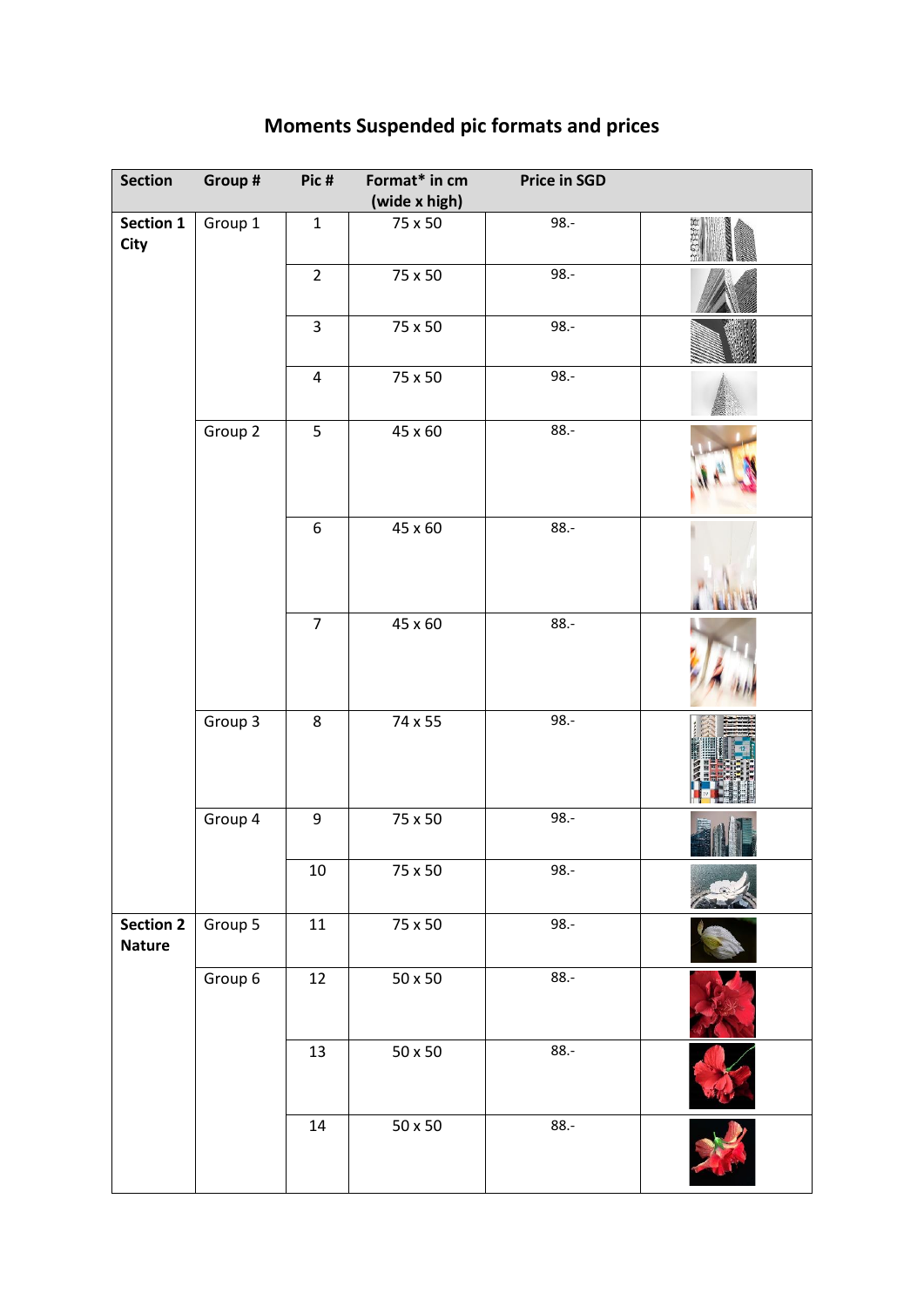# Moments Suspended pic formats and prices

| Section | Group # | Pic # | Format* in cm (wide x high) | Price in SGD | |
|---|---|---|---|---|---|
| **Section 1 City** | Group 1 | 1 | 75 x 50 | 98.- | |
| | | 2 | 75 x 50 | 98.- | |
| | | 3 | 75 x 50 | 98.- | |
| | | 4 | 75 x 50 | 98.- | |
| | Group 2 | 5 | 45 x 60 | 88.- | |
| | | 6 | 45 x 60 | 88.- | |
| | | 7 | 45 x 60 | 88.- | |
| | Group 3 | 8 | 74 x 55 | 98.- | |
| | Group 4 | 9 | 75 x 50 | 98.- | |
| | | 10 | 75 x 50 | 98.- | |
| **Section 2 Nature** | Group 5 | 11 | 75 x 50 | 98.- | |
| | Group 6 | 12 | 50 x 50 | 88.- | |
| | | 13 | 50 x 50 | 88.- | |
| | | 14 | 50 x 50 | 88.- | |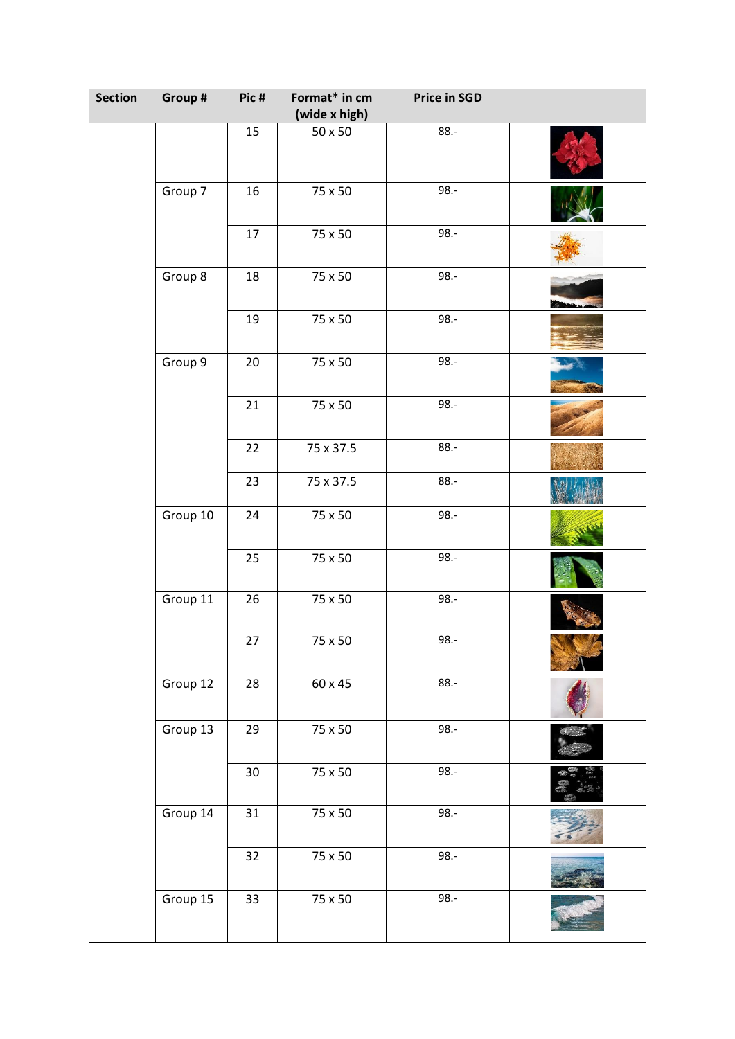| Section | Group # | Pic # | Format* in cm (wide x high) | Price in SGD | |
|---|---|---|---|---|---|
| | | 15 | 50 x 50 | 88.- | |
| | Group 7 | 16 | 75 x 50 | 98.- | |
| | | 17 | 75 x 50 | 98.- | |
| | Group 8 | 18 | 75 x 50 | 98.- | |
| | | 19 | 75 x 50 | 98.- | |
| | Group 9 | 20 | 75 x 50 | 98.- | |
| | | 21 | 75 x 50 | 98.- | |
| | | 22 | 75 x 37.5 | 88.- | |
| | | 23 | 75 x 37.5 | 88.- | |
| | Group 10 | 24 | 75 x 50 | 98.- | |
| | | 25 | 75 x 50 | 98.- | |
| | Group 11 | 26 | 75 x 50 | 98.- | |
| | | 27 | 75 x 50 | 98.- | |
| | Group 12 | 28 | 60 x 45 | 88.- | |
| | Group 13 | 29 | 75 x 50 | 98.- | |
| | | 30 | 75 x 50 | 98.- | |
| | Group 14 | 31 | 75 x 50 | 98.- | |
| | | 32 | 75 x 50 | 98.- | |
| | Group 15 | 33 | 75 x 50 | 98.- | |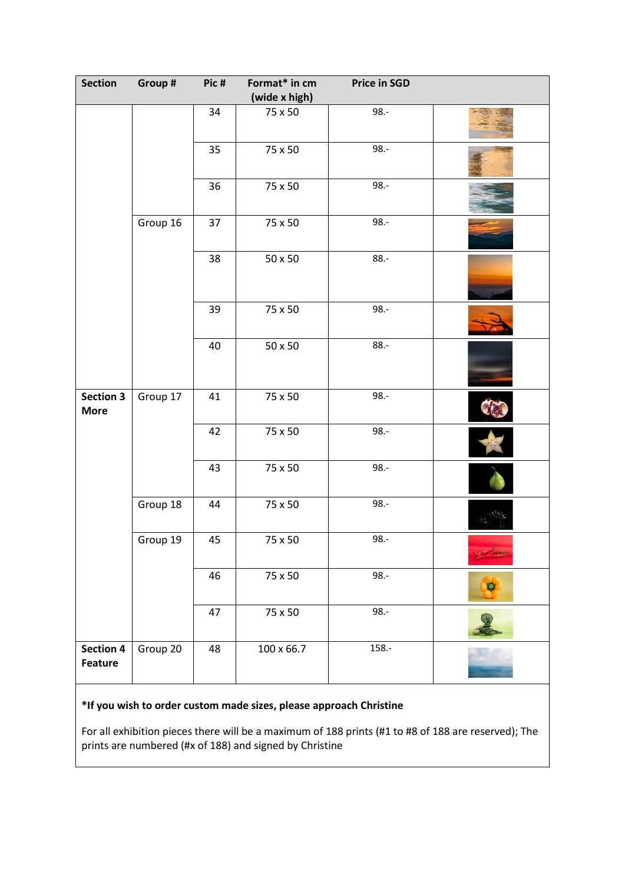| Section | Group # | Pic # | Format* in cm (wide x high) | Price in SGD | |
|---|---|---|---|---|---|
| | | 34 | 75 x 50 | 98.- | |
| | | 35 | 75 x 50 | 98.- | |
| | | 36 | 75 x 50 | 98.- | |
| | Group 16 | 37 | 75 x 50 | 98.- | |
| | | 38 | 50 x 50 | 88.- | |
| | | 39 | 75 x 50 | 98.- | |
| | | 40 | 50 x 50 | 88.- | |
| **Section 3 More** | Group 17 | 41 | 75 x 50 | 98.- | |
| | | 42 | 75 x 50 | 98.- | |
| | | 43 | 75 x 50 | 98.- | |
| | Group 18 | 44 | 75 x 50 | 98.- | |
| | Group 19 | 45 | 75 x 50 | 98.- | |
| | | 46 | 75 x 50 | 98.- | |
| | | 47 | 75 x 50 | 98.- | |
| **Section 4 Feature** | Group 20 | 48 | 100 x 66.7 | 158.- | |

***If you wish to order custom made sizes, please approach Christine**

For all exhibition pieces there will be a maximum of 188 prints (#1 to #8 of 188 are reserved); The prints are numbered (#x of 188) and signed by Christine